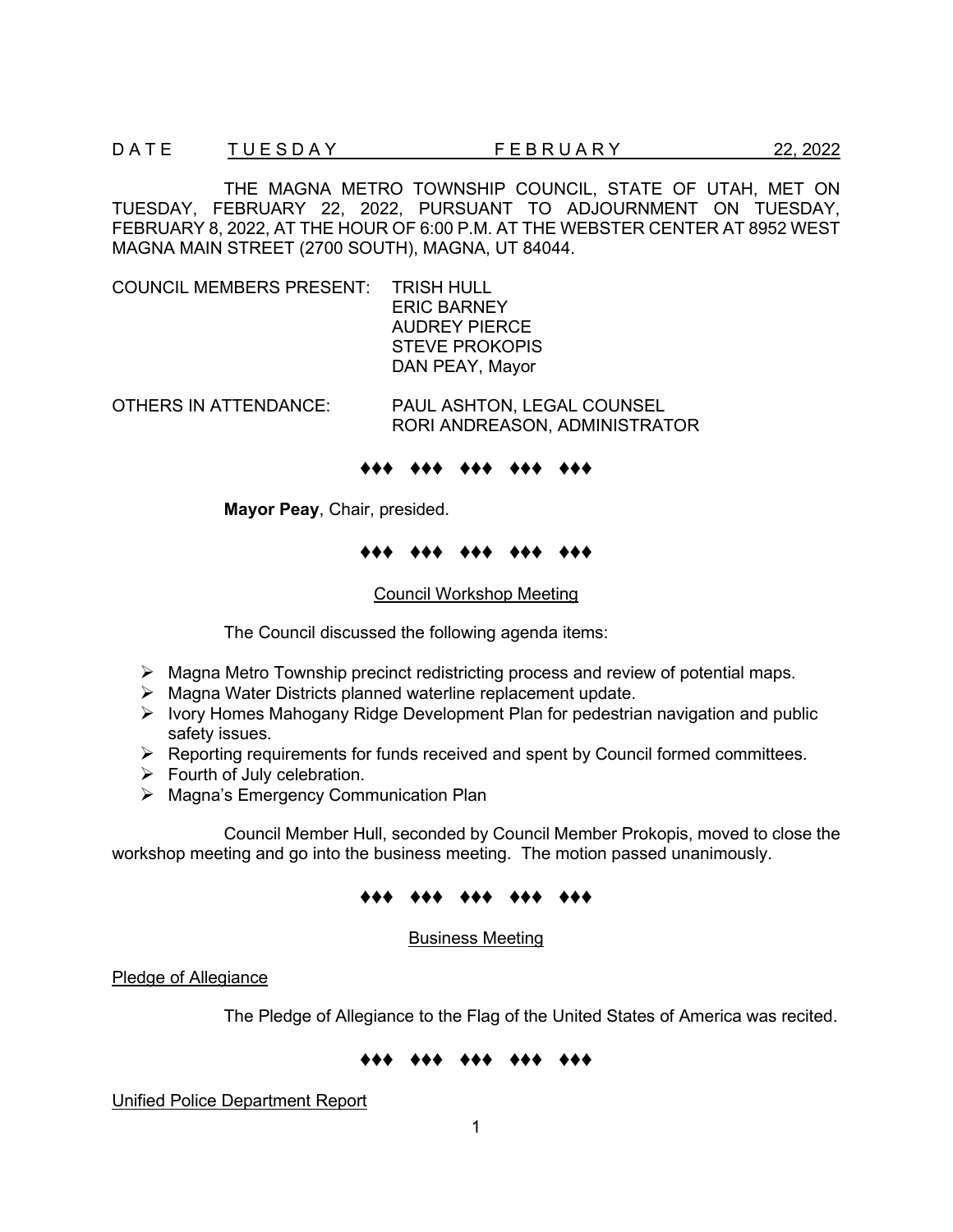DATE TUESDAY FEBRUARY 22, 2022

THE MAGNA METRO TOWNSHIP COUNCIL, STATE OF UTAH, MET ON TUESDAY, FEBRUARY 22, 2022, PURSUANT TO ADJOURNMENT ON TUESDAY, FEBRUARY 8, 2022, AT THE HOUR OF 6:00 P.M. AT THE WEBSTER CENTER AT 8952 WEST MAGNA MAIN STREET (2700 SOUTH), MAGNA, UT 84044.

COUNCIL MEMBERS PRESENT: TRISH HULL
ERIC BARNEY
AUDREY PIERCE
STEVE PROKOPIS
DAN PEAY, Mayor

OTHERS IN ATTENDANCE: PAUL ASHTON, LEGAL COUNSEL
RORI ANDREASON, ADMINISTRATOR

♦♦♦ ♦♦♦ ♦♦♦ ♦♦♦ ♦♦♦

**Mayor Peay**, Chair, presided.

♦♦♦ ♦♦♦ ♦♦♦ ♦♦♦ ♦♦♦

Council Workshop Meeting

The Council discussed the following agenda items:

- Magna Metro Township precinct redistricting process and review of potential maps.
- Magna Water Districts planned waterline replacement update.
- Ivory Homes Mahogany Ridge Development Plan for pedestrian navigation and public safety issues.
- Reporting requirements for funds received and spent by Council formed committees.
- Fourth of July celebration.
- Magna's Emergency Communication Plan

Council Member Hull, seconded by Council Member Prokopis, moved to close the workshop meeting and go into the business meeting. The motion passed unanimously.

♦♦♦ ♦♦♦ ♦♦♦ ♦♦♦ ♦♦♦

Business Meeting

Pledge of Allegiance

The Pledge of Allegiance to the Flag of the United States of America was recited.

♦♦♦ ♦♦♦ ♦♦♦ ♦♦♦ ♦♦♦

Unified Police Department Report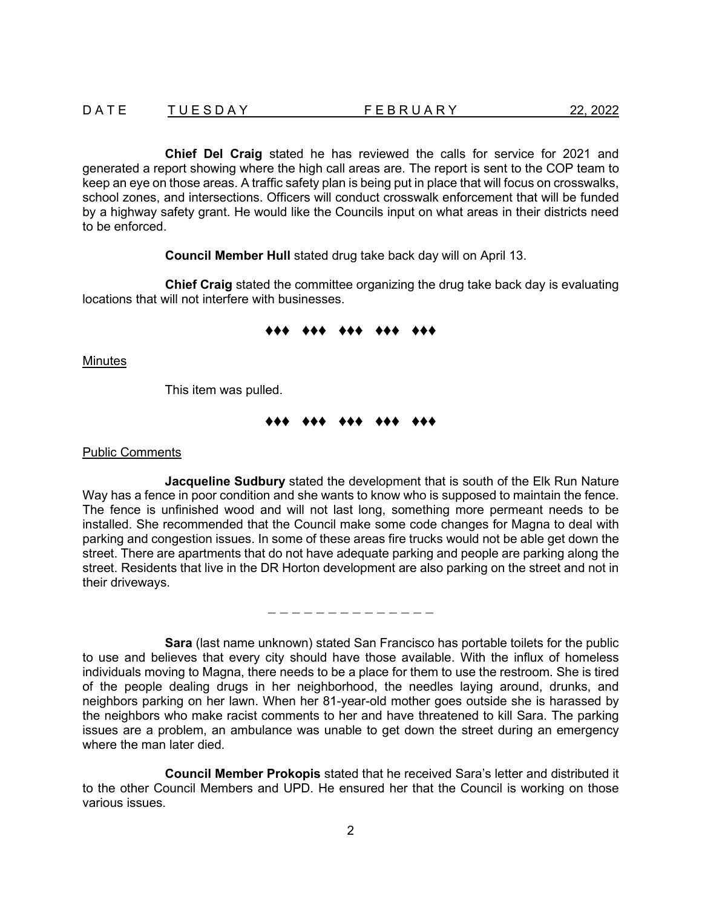DATE TUESDAY FEBRUARY 22, 2022

**Chief Del Craig** stated he has reviewed the calls for service for 2021 and generated a report showing where the high call areas are. The report is sent to the COP team to keep an eye on those areas. A traffic safety plan is being put in place that will focus on crosswalks, school zones, and intersections. Officers will conduct crosswalk enforcement that will be funded by a highway safety grant. He would like the Councils input on what areas in their districts need to be enforced.

**Council Member Hull** stated drug take back day will on April 13.

**Chief Craig** stated the committee organizing the drug take back day is evaluating locations that will not interfere with businesses.

♦♦♦ ♦♦♦ ♦♦♦ ♦♦♦ ♦♦♦

Minutes

This item was pulled.

♦♦♦ ♦♦♦ ♦♦♦ ♦♦♦ ♦♦♦

Public Comments

**Jacqueline Sudbury** stated the development that is south of the Elk Run Nature Way has a fence in poor condition and she wants to know who is supposed to maintain the fence. The fence is unfinished wood and will not last long, something more permeant needs to be installed. She recommended that the Council make some code changes for Magna to deal with parking and congestion issues. In some of these areas fire trucks would not be able get down the street. There are apartments that do not have adequate parking and people are parking along the street. Residents that live in the DR Horton development are also parking on the street and not in their driveways.

\_ \_ \_ \_ \_ \_ \_ \_ \_ \_ \_ \_ \_ \_

**Sara** (last name unknown) stated San Francisco has portable toilets for the public to use and believes that every city should have those available. With the influx of homeless individuals moving to Magna, there needs to be a place for them to use the restroom. She is tired of the people dealing drugs in her neighborhood, the needles laying around, drunks, and neighbors parking on her lawn. When her 81-year-old mother goes outside she is harassed by the neighbors who make racist comments to her and have threatened to kill Sara. The parking issues are a problem, an ambulance was unable to get down the street during an emergency where the man later died.

**Council Member Prokopis** stated that he received Sara's letter and distributed it to the other Council Members and UPD. He ensured her that the Council is working on those various issues.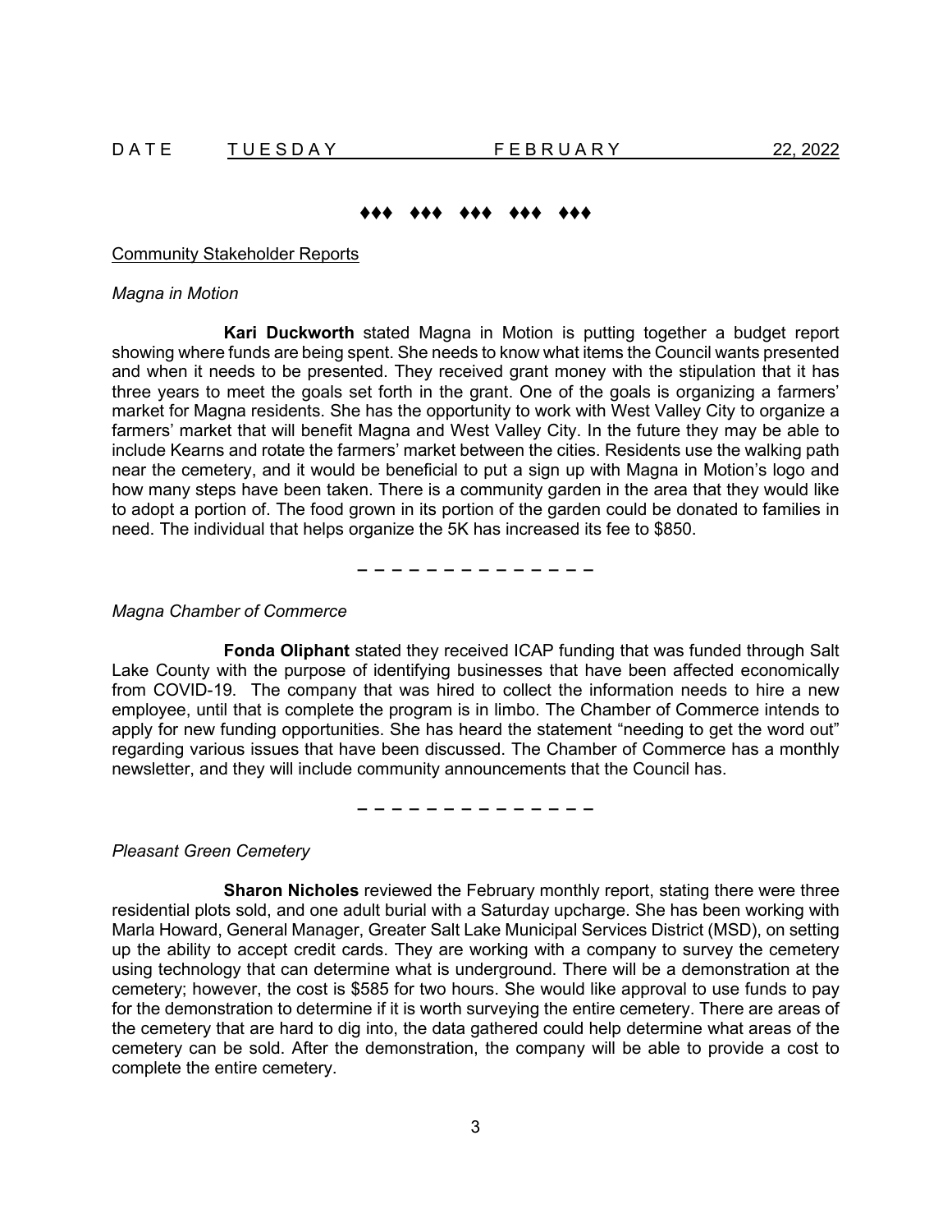DATE TUESDAY FEBRUARY 22, 2022

♦♦♦ ♦♦♦ ♦♦♦ ♦♦♦ ♦♦♦

Community Stakeholder Reports

*Magna in Motion*

**Kari Duckworth** stated Magna in Motion is putting together a budget report showing where funds are being spent. She needs to know what items the Council wants presented and when it needs to be presented. They received grant money with the stipulation that it has three years to meet the goals set forth in the grant. One of the goals is organizing a farmers' market for Magna residents. She has the opportunity to work with West Valley City to organize a farmers' market that will benefit Magna and West Valley City. In the future they may be able to include Kearns and rotate the farmers' market between the cities. Residents use the walking path near the cemetery, and it would be beneficial to put a sign up with Magna in Motion's logo and how many steps have been taken. There is a community garden in the area that they would like to adopt a portion of. The food grown in its portion of the garden could be donated to families in need. The individual that helps organize the 5K has increased its fee to $850.

– – – – – – – – – – – – – –

*Magna Chamber of Commerce*

**Fonda Oliphant** stated they received ICAP funding that was funded through Salt Lake County with the purpose of identifying businesses that have been affected economically from COVID-19. The company that was hired to collect the information needs to hire a new employee, until that is complete the program is in limbo. The Chamber of Commerce intends to apply for new funding opportunities. She has heard the statement "needing to get the word out" regarding various issues that have been discussed. The Chamber of Commerce has a monthly newsletter, and they will include community announcements that the Council has.

– – – – – – – – – – – – – –

*Pleasant Green Cemetery*

**Sharon Nicholes** reviewed the February monthly report, stating there were three residential plots sold, and one adult burial with a Saturday upcharge. She has been working with Marla Howard, General Manager, Greater Salt Lake Municipal Services District (MSD), on setting up the ability to accept credit cards. They are working with a company to survey the cemetery using technology that can determine what is underground. There will be a demonstration at the cemetery; however, the cost is $585 for two hours. She would like approval to use funds to pay for the demonstration to determine if it is worth surveying the entire cemetery. There are areas of the cemetery that are hard to dig into, the data gathered could help determine what areas of the cemetery can be sold. After the demonstration, the company will be able to provide a cost to complete the entire cemetery.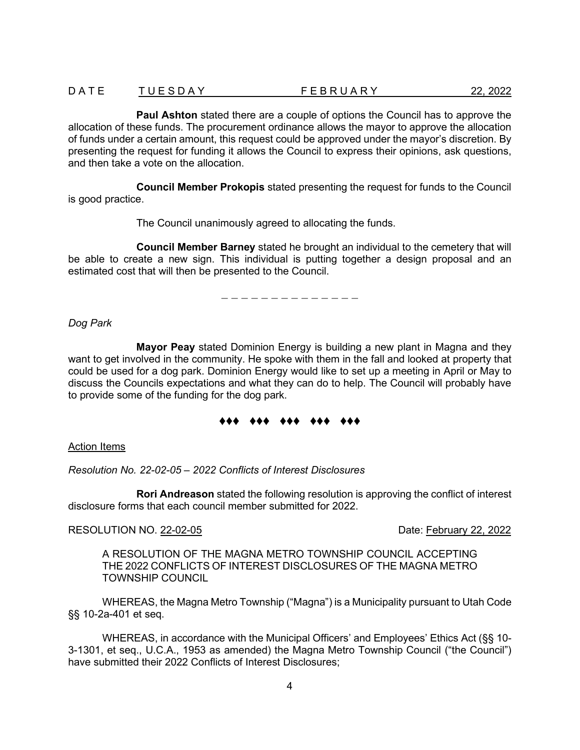**Paul Ashton** stated there are a couple of options the Council has to approve the allocation of these funds. The procurement ordinance allows the mayor to approve the allocation of funds under a certain amount, this request could be approved under the mayor's discretion. By presenting the request for funding it allows the Council to express their opinions, ask questions, and then take a vote on the allocation.

**Council Member Prokopis** stated presenting the request for funds to the Council is good practice.

The Council unanimously agreed to allocating the funds.

**Council Member Barney** stated he brought an individual to the cemetery that will be able to create a new sign. This individual is putting together a design proposal and an estimated cost that will then be presented to the Council.

\_ \_ \_ \_ \_ \_ \_ \_ \_ \_ \_ \_ \_ \_ \_

*Dog Park*

**Mayor Peay** stated Dominion Energy is building a new plant in Magna and they want to get involved in the community. He spoke with them in the fall and looked at property that could be used for a dog park. Dominion Energy would like to set up a meeting in April or May to discuss the Councils expectations and what they can do to help. The Council will probably have to provide some of the funding for the dog park.

♦♦♦ ♦♦♦ ♦♦♦ ♦♦♦ ♦♦♦

Action Items

*Resolution No. 22-02-05 – 2022 Conflicts of Interest Disclosures*

**Rori Andreason** stated the following resolution is approving the conflict of interest disclosure forms that each council member submitted for 2022.

RESOLUTION NO. 22-02-05 Date: February 22, 2022

A RESOLUTION OF THE MAGNA METRO TOWNSHIP COUNCIL ACCEPTING THE 2022 CONFLICTS OF INTEREST DISCLOSURES OF THE MAGNA METRO TOWNSHIP COUNCIL

WHEREAS, the Magna Metro Township ("Magna") is a Municipality pursuant to Utah Code §§ 10-2a-401 et seq.

WHEREAS, in accordance with the Municipal Officers' and Employees' Ethics Act (§§ 10-3-1301, et seq., U.C.A., 1953 as amended) the Magna Metro Township Council ("the Council") have submitted their 2022 Conflicts of Interest Disclosures;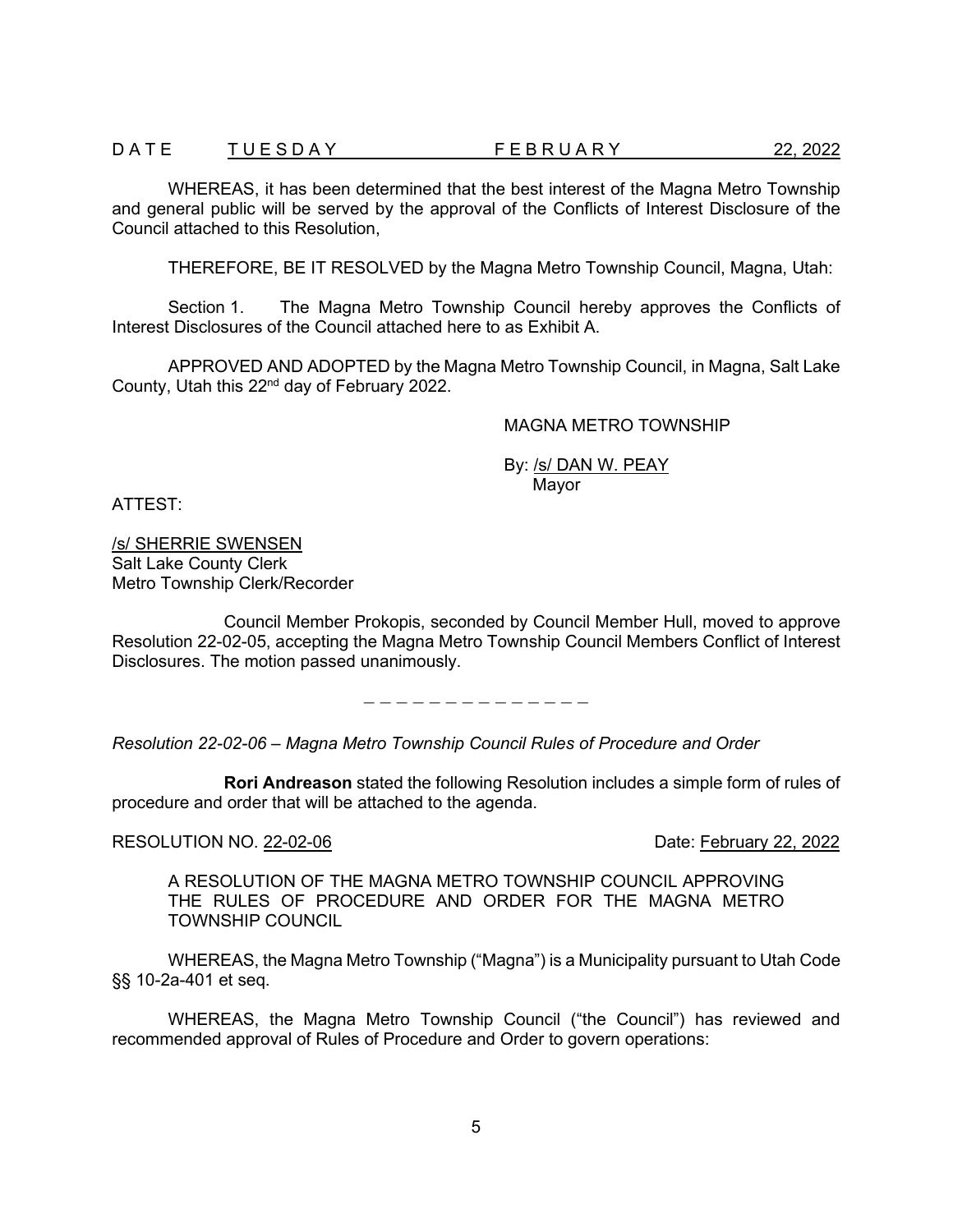WHEREAS, it has been determined that the best interest of the Magna Metro Township and general public will be served by the approval of the Conflicts of Interest Disclosure of the Council attached to this Resolution,

THEREFORE, BE IT RESOLVED by the Magna Metro Township Council, Magna, Utah:

Section 1. The Magna Metro Township Council hereby approves the Conflicts of Interest Disclosures of the Council attached here to as Exhibit A.

APPROVED AND ADOPTED by the Magna Metro Township Council, in Magna, Salt Lake County, Utah this 22nd day of February 2022.

MAGNA METRO TOWNSHIP

By: /s/ DAN W. PEAY
Mayor

ATTEST:

/s/ SHERRIE SWENSEN
Salt Lake County Clerk
Metro Township Clerk/Recorder

Council Member Prokopis, seconded by Council Member Hull, moved to approve Resolution 22-02-05, accepting the Magna Metro Township Council Members Conflict of Interest Disclosures. The motion passed unanimously.

– – – – – – – – – – – – – –

*Resolution 22-02-06 – Magna Metro Township Council Rules of Procedure and Order*

**Rori Andreason** stated the following Resolution includes a simple form of rules of procedure and order that will be attached to the agenda.

RESOLUTION NO. 22-02-06 Date: February 22, 2022

A RESOLUTION OF THE MAGNA METRO TOWNSHIP COUNCIL APPROVING THE RULES OF PROCEDURE AND ORDER FOR THE MAGNA METRO TOWNSHIP COUNCIL

WHEREAS, the Magna Metro Township ("Magna") is a Municipality pursuant to Utah Code §§ 10-2a-401 et seq.

WHEREAS, the Magna Metro Township Council ("the Council") has reviewed and recommended approval of Rules of Procedure and Order to govern operations: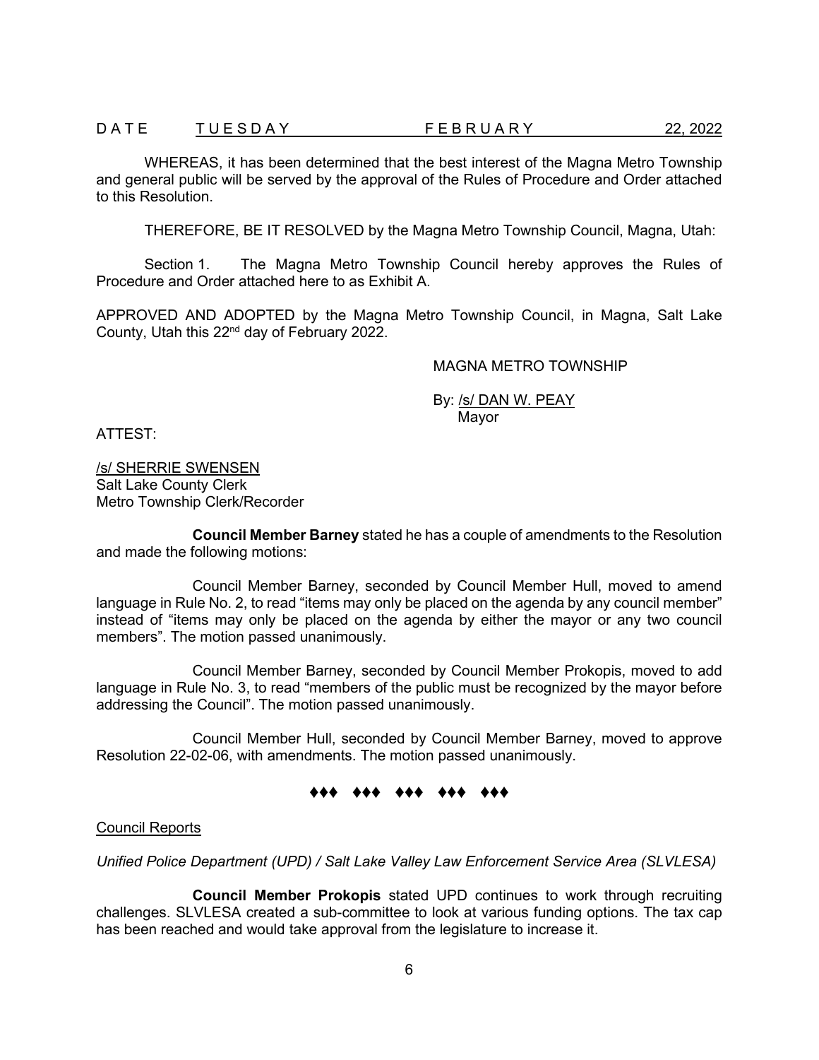WHEREAS, it has been determined that the best interest of the Magna Metro Township and general public will be served by the approval of the Rules of Procedure and Order attached to this Resolution.

THEREFORE, BE IT RESOLVED by the Magna Metro Township Council, Magna, Utah:

Section 1. The Magna Metro Township Council hereby approves the Rules of Procedure and Order attached here to as Exhibit A.

APPROVED AND ADOPTED by the Magna Metro Township Council, in Magna, Salt Lake County, Utah this 22nd day of February 2022.

MAGNA METRO TOWNSHIP

By: /s/ DAN W. PEAY
Mayor

ATTEST:

/s/ SHERRIE SWENSEN
Salt Lake County Clerk
Metro Township Clerk/Recorder

**Council Member Barney** stated he has a couple of amendments to the Resolution and made the following motions:

Council Member Barney, seconded by Council Member Hull, moved to amend language in Rule No. 2, to read "items may only be placed on the agenda by any council member" instead of "items may only be placed on the agenda by either the mayor or any two council members". The motion passed unanimously.

Council Member Barney, seconded by Council Member Prokopis, moved to add language in Rule No. 3, to read "members of the public must be recognized by the mayor before addressing the Council". The motion passed unanimously.

Council Member Hull, seconded by Council Member Barney, moved to approve Resolution 22-02-06, with amendments. The motion passed unanimously.

♦♦♦ ♦♦♦ ♦♦♦ ♦♦♦ ♦♦♦

Council Reports

*Unified Police Department (UPD) / Salt Lake Valley Law Enforcement Service Area (SLVLESA)*

**Council Member Prokopis** stated UPD continues to work through recruiting challenges. SLVLESA created a sub-committee to look at various funding options. The tax cap has been reached and would take approval from the legislature to increase it.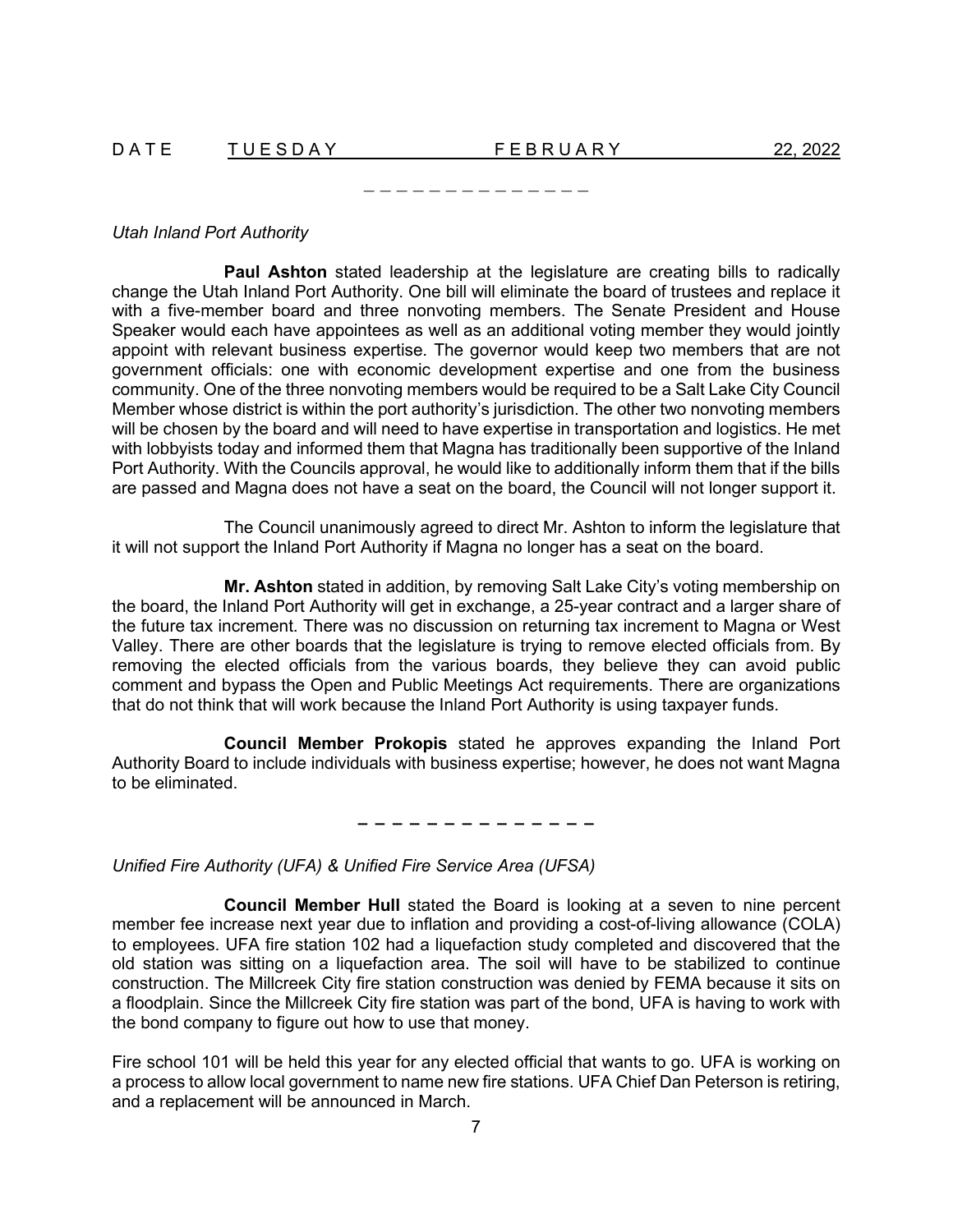*Utah Inland Port Authority*

**Paul Ashton** stated leadership at the legislature are creating bills to radically change the Utah Inland Port Authority. One bill will eliminate the board of trustees and replace it with a five-member board and three nonvoting members. The Senate President and House Speaker would each have appointees as well as an additional voting member they would jointly appoint with relevant business expertise. The governor would keep two members that are not government officials: one with economic development expertise and one from the business community. One of the three nonvoting members would be required to be a Salt Lake City Council Member whose district is within the port authority's jurisdiction. The other two nonvoting members will be chosen by the board and will need to have expertise in transportation and logistics. He met with lobbyists today and informed them that Magna has traditionally been supportive of the Inland Port Authority. With the Councils approval, he would like to additionally inform them that if the bills are passed and Magna does not have a seat on the board, the Council will not longer support it.

The Council unanimously agreed to direct Mr. Ashton to inform the legislature that it will not support the Inland Port Authority if Magna no longer has a seat on the board.

**Mr. Ashton** stated in addition, by removing Salt Lake City's voting membership on the board, the Inland Port Authority will get in exchange, a 25-year contract and a larger share of the future tax increment. There was no discussion on returning tax increment to Magna or West Valley. There are other boards that the legislature is trying to remove elected officials from. By removing the elected officials from the various boards, they believe they can avoid public comment and bypass the Open and Public Meetings Act requirements. There are organizations that do not think that will work because the Inland Port Authority is using taxpayer funds.

**Council Member Prokopis** stated he approves expanding the Inland Port Authority Board to include individuals with business expertise; however, he does not want Magna to be eliminated.

– – – – – – – – – – – – – –

*Unified Fire Authority (UFA) & Unified Fire Service Area (UFSA)*

**Council Member Hull** stated the Board is looking at a seven to nine percent member fee increase next year due to inflation and providing a cost-of-living allowance (COLA) to employees. UFA fire station 102 had a liquefaction study completed and discovered that the old station was sitting on a liquefaction area. The soil will have to be stabilized to continue construction. The Millcreek City fire station construction was denied by FEMA because it sits on a floodplain. Since the Millcreek City fire station was part of the bond, UFA is having to work with the bond company to figure out how to use that money.

Fire school 101 will be held this year for any elected official that wants to go. UFA is working on a process to allow local government to name new fire stations. UFA Chief Dan Peterson is retiring, and a replacement will be announced in March.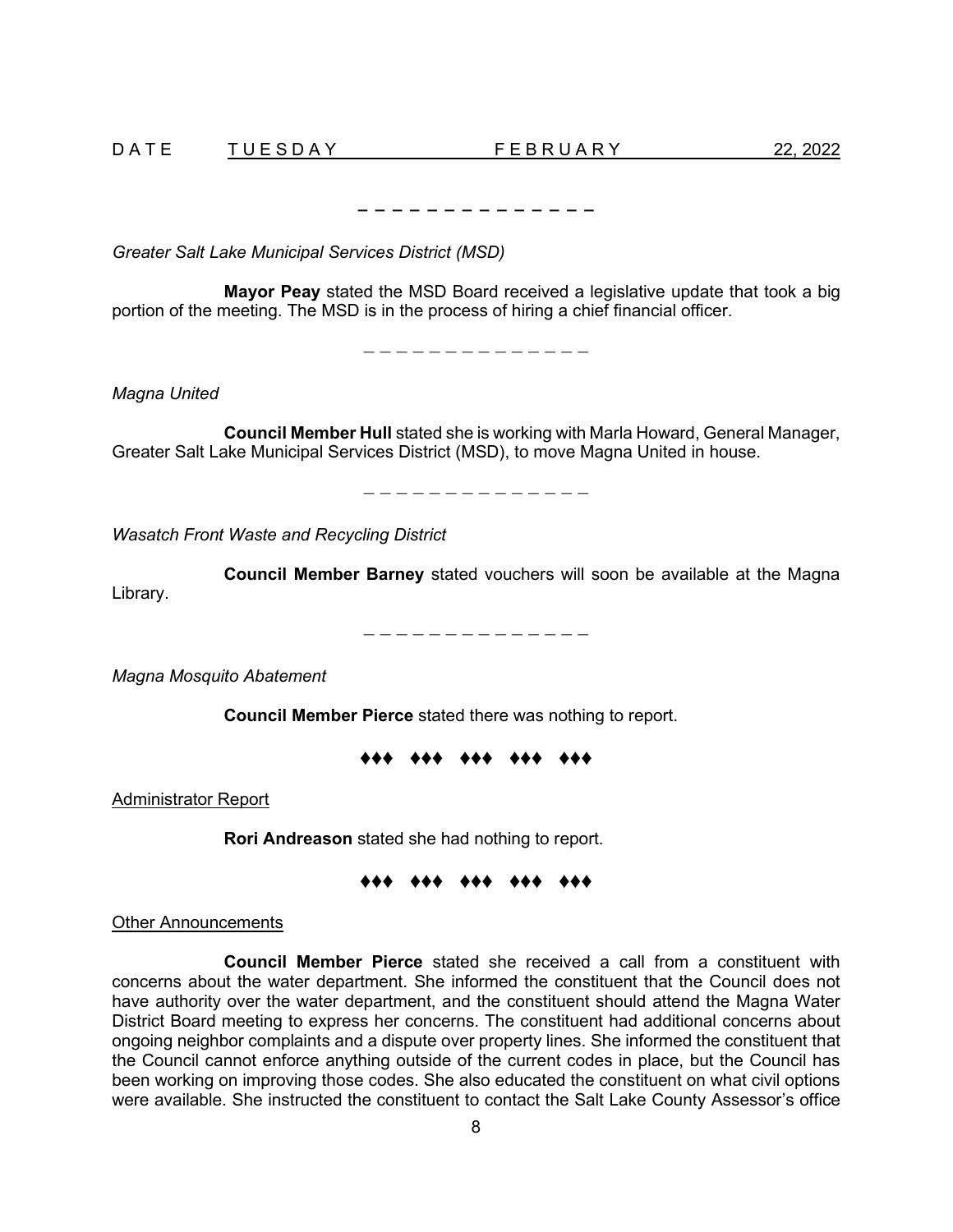*Greater Salt Lake Municipal Services District (MSD)*

**Mayor Peay** stated the MSD Board received a legislative update that took a big portion of the meeting. The MSD is in the process of hiring a chief financial officer.

– – – – – – – – – – – – – – –

*Magna United*

**Council Member Hull** stated she is working with Marla Howard, General Manager, Greater Salt Lake Municipal Services District (MSD), to move Magna United in house.

– – – – – – – – – – – – – – –

*Wasatch Front Waste and Recycling District*

**Council Member Barney** stated vouchers will soon be available at the Magna Library.

– – – – – – – – – – – – – – –

*Magna Mosquito Abatement*

**Council Member Pierce** stated there was nothing to report.

♦♦♦ ♦♦♦ ♦♦♦ ♦♦♦ ♦♦♦

Administrator Report

**Rori Andreason** stated she had nothing to report.

♦♦♦ ♦♦♦ ♦♦♦ ♦♦♦ ♦♦♦

Other Announcements

**Council Member Pierce** stated she received a call from a constituent with concerns about the water department. She informed the constituent that the Council does not have authority over the water department, and the constituent should attend the Magna Water District Board meeting to express her concerns. The constituent had additional concerns about ongoing neighbor complaints and a dispute over property lines. She informed the constituent that the Council cannot enforce anything outside of the current codes in place, but the Council has been working on improving those codes. She also educated the constituent on what civil options were available. She instructed the constituent to contact the Salt Lake County Assessor's office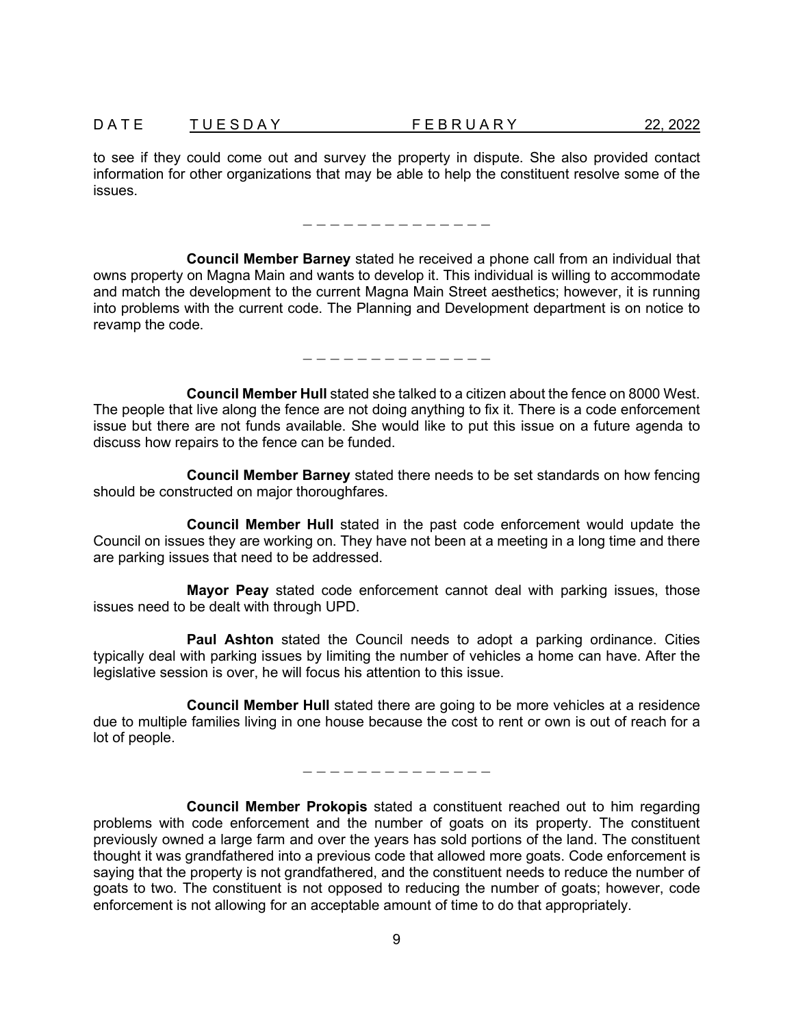to see if they could come out and survey the property in dispute. She also provided contact information for other organizations that may be able to help the constituent resolve some of the issues.

\- - - - - - - - - - - - - - -

**Council Member Barney** stated he received a phone call from an individual that owns property on Magna Main and wants to develop it. This individual is willing to accommodate and match the development to the current Magna Main Street aesthetics; however, it is running into problems with the current code. The Planning and Development department is on notice to revamp the code.

\- - - - - - - - - - - - - - -

**Council Member Hull** stated she talked to a citizen about the fence on 8000 West. The people that live along the fence are not doing anything to fix it. There is a code enforcement issue but there are not funds available. She would like to put this issue on a future agenda to discuss how repairs to the fence can be funded.

**Council Member Barney** stated there needs to be set standards on how fencing should be constructed on major thoroughfares.

**Council Member Hull** stated in the past code enforcement would update the Council on issues they are working on. They have not been at a meeting in a long time and there are parking issues that need to be addressed.

**Mayor Peay** stated code enforcement cannot deal with parking issues, those issues need to be dealt with through UPD.

**Paul Ashton** stated the Council needs to adopt a parking ordinance. Cities typically deal with parking issues by limiting the number of vehicles a home can have. After the legislative session is over, he will focus his attention to this issue.

**Council Member Hull** stated there are going to be more vehicles at a residence due to multiple families living in one house because the cost to rent or own is out of reach for a lot of people.

\- - - - - - - - - - - - - - -

**Council Member Prokopis** stated a constituent reached out to him regarding problems with code enforcement and the number of goats on its property. The constituent previously owned a large farm and over the years has sold portions of the land. The constituent thought it was grandfathered into a previous code that allowed more goats. Code enforcement is saying that the property is not grandfathered, and the constituent needs to reduce the number of goats to two. The constituent is not opposed to reducing the number of goats; however, code enforcement is not allowing for an acceptable amount of time to do that appropriately.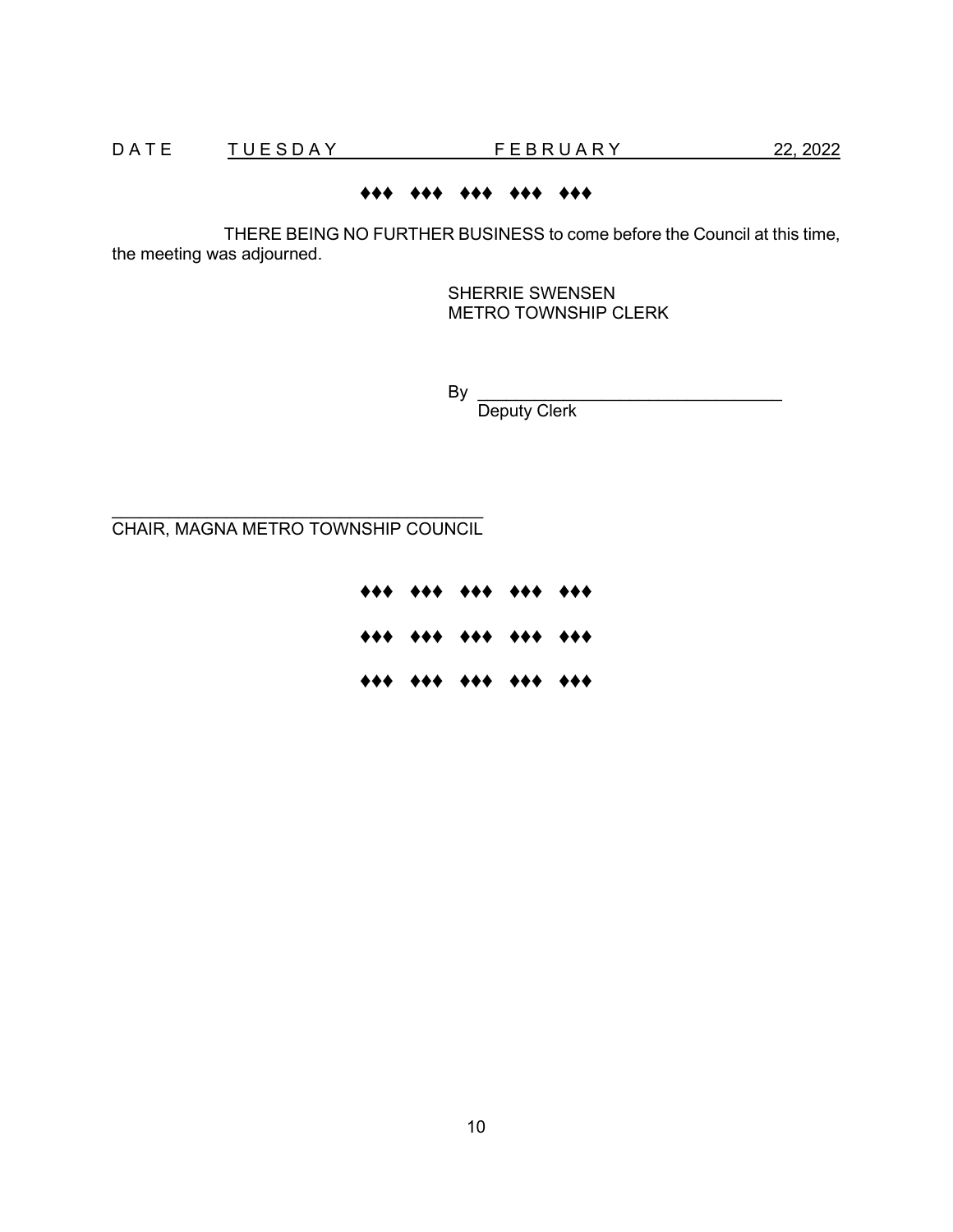DATE TUESDAY FEBRUARY 22, 2022

♦♦♦ ♦♦♦ ♦♦♦ ♦♦♦ ♦♦♦

THERE BEING NO FURTHER BUSINESS to come before the Council at this time, the meeting was adjourned.

SHERRIE SWENSEN
METRO TOWNSHIP CLERK

By ________________________________
Deputy Clerk

_______________________________________
CHAIR, MAGNA METRO TOWNSHIP COUNCIL

♦♦♦ ♦♦♦ ♦♦♦ ♦♦♦ ♦♦♦

♦♦♦ ♦♦♦ ♦♦♦ ♦♦♦ ♦♦♦

♦♦♦ ♦♦♦ ♦♦♦ ♦♦♦ ♦♦♦